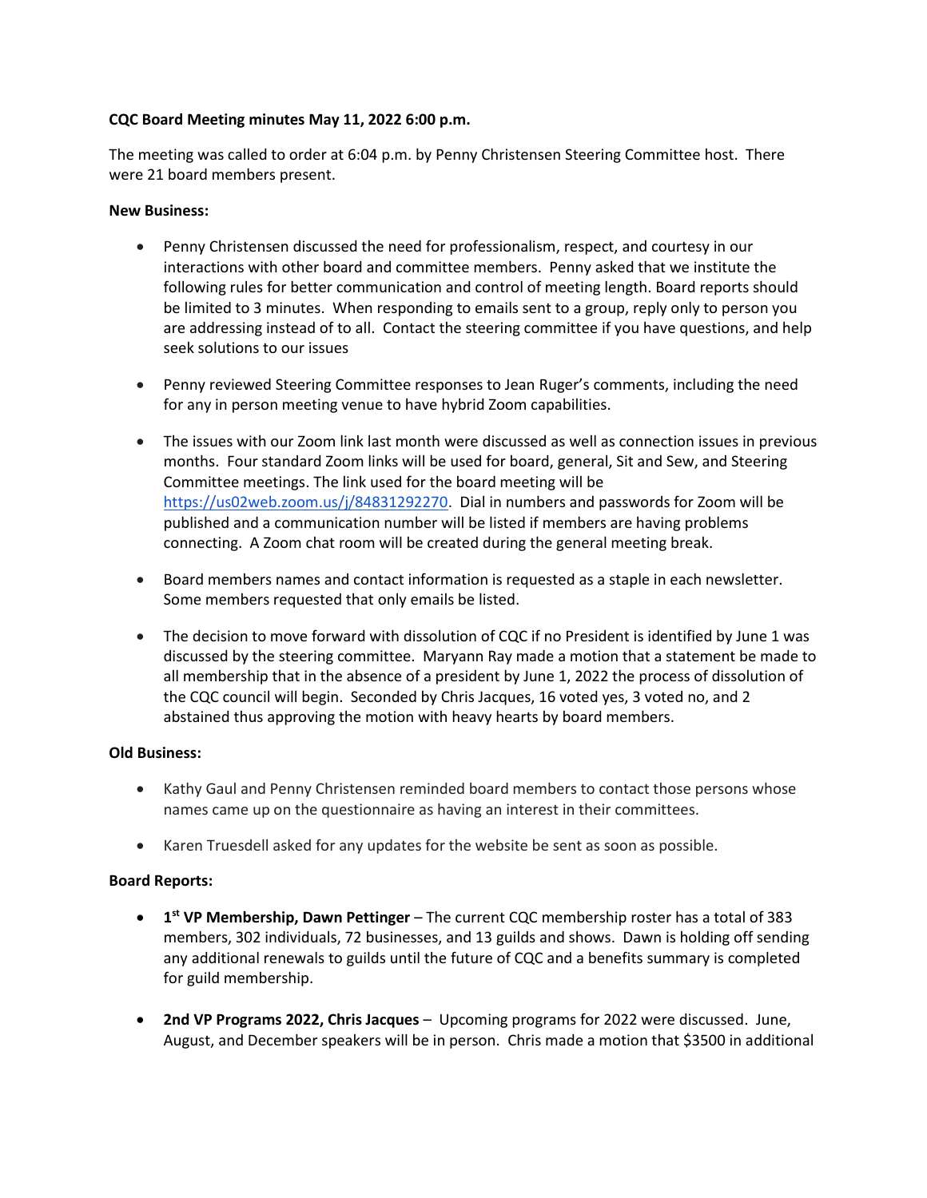**CQC Board Meeting minutes May 11, 2022 6:00 p.m.**

The meeting was called to order at 6:04 p.m. by Penny Christensen Steering Committee host. There were 21 board members present.

**New Business:**

- Penny Christensen discussed the need for professionalism, respect, and courtesy in our interactions with other board and committee members. Penny asked that we institute the following rules for better communication and control of meeting length. Board reports should be limited to 3 minutes. When responding to emails sent to a group, reply only to person you are addressing instead of to all. Contact the steering committee if you have questions, and help seek solutions to our issues

- Penny reviewed Steering Committee responses to Jean Ruger's comments, including the need for any in person meeting venue to have hybrid Zoom capabilities.

- The issues with our Zoom link last month were discussed as well as connection issues in previous months. Four standard Zoom links will be used for board, general, Sit and Sew, and Steering Committee meetings. The link used for the board meeting will be https://us02web.zoom.us/j/84831292270. Dial in numbers and passwords for Zoom will be published and a communication number will be listed if members are having problems connecting. A Zoom chat room will be created during the general meeting break.

- Board members names and contact information is requested as a staple in each newsletter. Some members requested that only emails be listed.

- The decision to move forward with dissolution of CQC if no President is identified by June 1 was discussed by the steering committee. Maryann Ray made a motion that a statement be made to all membership that in the absence of a president by June 1, 2022 the process of dissolution of the CQC council will begin. Seconded by Chris Jacques, 16 voted yes, 3 voted no, and 2 abstained thus approving the motion with heavy hearts by board members.

**Old Business:**

- Kathy Gaul and Penny Christensen reminded board members to contact those persons whose names came up on the questionnaire as having an interest in their committees.

- Karen Truesdell asked for any updates for the website be sent as soon as possible.

**Board Reports:**

- **1st VP Membership, Dawn Pettinger** – The current CQC membership roster has a total of 383 members, 302 individuals, 72 businesses, and 13 guilds and shows. Dawn is holding off sending any additional renewals to guilds until the future of CQC and a benefits summary is completed for guild membership.

- **2nd VP Programs 2022, Chris Jacques** – Upcoming programs for 2022 were discussed. June, August, and December speakers will be in person. Chris made a motion that $3500 in additional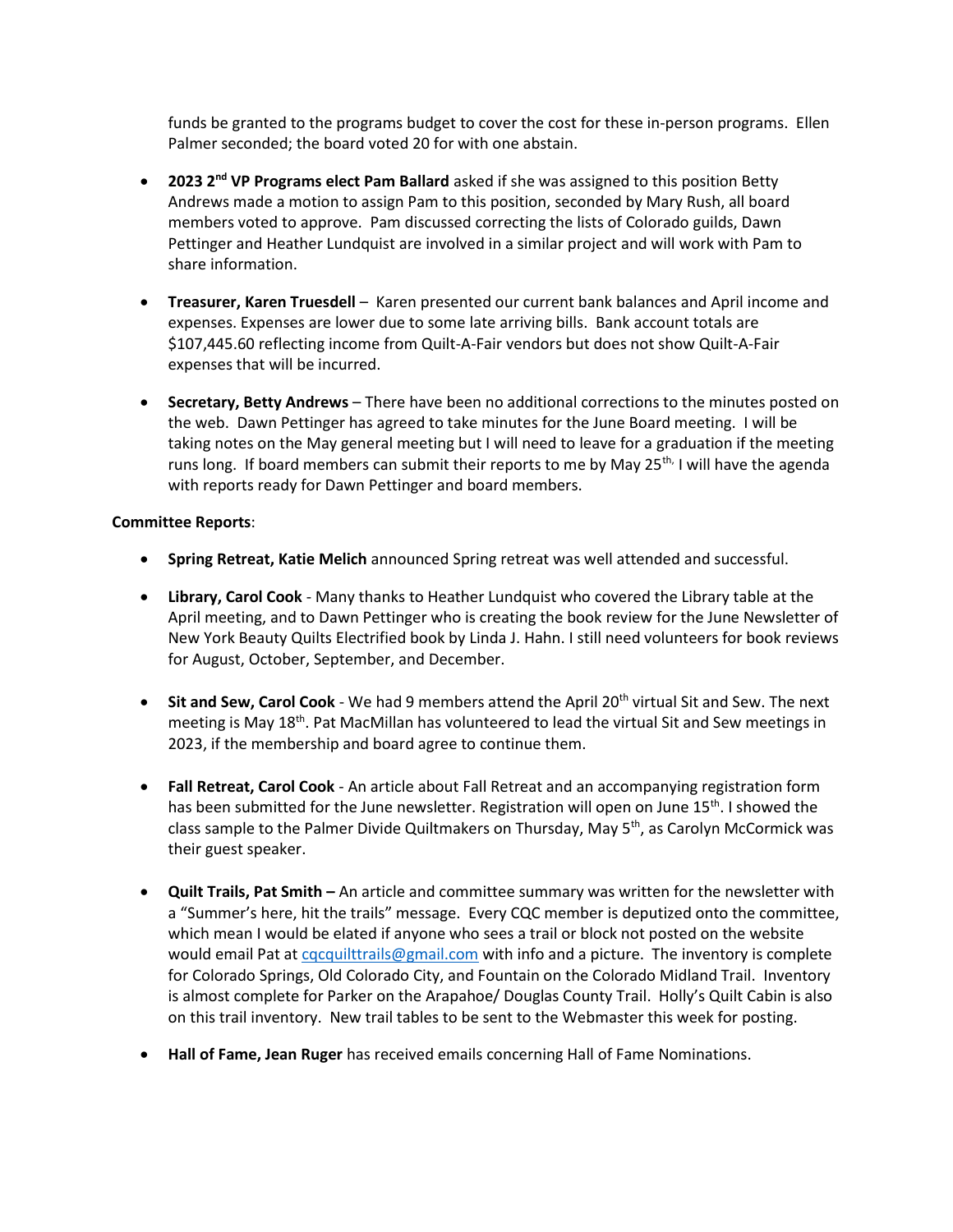funds be granted to the programs budget to cover the cost for these in-person programs. Ellen Palmer seconded; the board voted 20 for with one abstain.

- **2023 2nd VP Programs elect Pam Ballard** asked if she was assigned to this position Betty Andrews made a motion to assign Pam to this position, seconded by Mary Rush, all board members voted to approve. Pam discussed correcting the lists of Colorado guilds, Dawn Pettinger and Heather Lundquist are involved in a similar project and will work with Pam to share information.

- **Treasurer, Karen Truesdell** – Karen presented our current bank balances and April income and expenses. Expenses are lower due to some late arriving bills. Bank account totals are $107,445.60 reflecting income from Quilt-A-Fair vendors but does not show Quilt-A-Fair expenses that will be incurred.

- **Secretary, Betty Andrews** – There have been no additional corrections to the minutes posted on the web. Dawn Pettinger has agreed to take minutes for the June Board meeting. I will be taking notes on the May general meeting but I will need to leave for a graduation if the meeting runs long. If board members can submit their reports to me by May 25th, I will have the agenda with reports ready for Dawn Pettinger and board members.

**Committee Reports**:

- **Spring Retreat, Katie Melich** announced Spring retreat was well attended and successful.

- **Library, Carol Cook** - Many thanks to Heather Lundquist who covered the Library table at the April meeting, and to Dawn Pettinger who is creating the book review for the June Newsletter of New York Beauty Quilts Electrified book by Linda J. Hahn. I still need volunteers for book reviews for August, October, September, and December.

- **Sit and Sew, Carol Cook** - We had 9 members attend the April 20th virtual Sit and Sew. The next meeting is May 18th. Pat MacMillan has volunteered to lead the virtual Sit and Sew meetings in 2023, if the membership and board agree to continue them.

- **Fall Retreat, Carol Cook** - An article about Fall Retreat and an accompanying registration form has been submitted for the June newsletter. Registration will open on June 15th. I showed the class sample to the Palmer Divide Quiltmakers on Thursday, May 5th, as Carolyn McCormick was their guest speaker.

- **Quilt Trails, Pat Smith –** An article and committee summary was written for the newsletter with a "Summer's here, hit the trails" message. Every CQC member is deputized onto the committee, which mean I would be elated if anyone who sees a trail or block not posted on the website would email Pat at cqcquilttrails@gmail.com with info and a picture. The inventory is complete for Colorado Springs, Old Colorado City, and Fountain on the Colorado Midland Trail. Inventory is almost complete for Parker on the Arapahoe/ Douglas County Trail. Holly's Quilt Cabin is also on this trail inventory. New trail tables to be sent to the Webmaster this week for posting.

- **Hall of Fame, Jean Ruger** has received emails concerning Hall of Fame Nominations.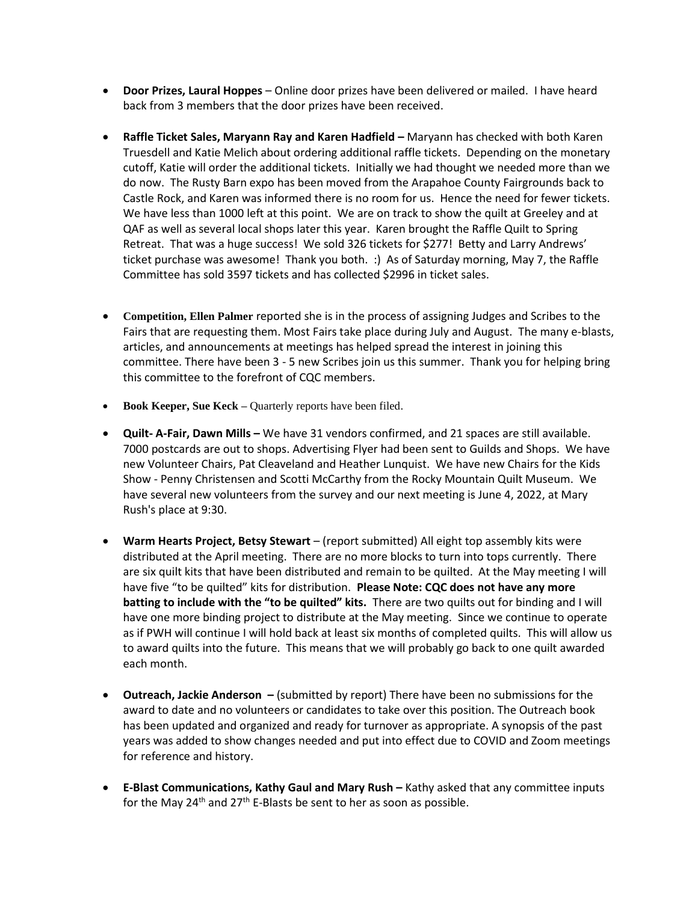- **Door Prizes, Laural Hoppes** – Online door prizes have been delivered or mailed. I have heard back from 3 members that the door prizes have been received.

- **Raffle Ticket Sales, Maryann Ray and Karen Hadfield –** Maryann has checked with both Karen Truesdell and Katie Melich about ordering additional raffle tickets. Depending on the monetary cutoff, Katie will order the additional tickets. Initially we had thought we needed more than we do now. The Rusty Barn expo has been moved from the Arapahoe County Fairgrounds back to Castle Rock, and Karen was informed there is no room for us. Hence the need for fewer tickets. We have less than 1000 left at this point. We are on track to show the quilt at Greeley and at QAF as well as several local shops later this year. Karen brought the Raffle Quilt to Spring Retreat. That was a huge success! We sold 326 tickets for $277! Betty and Larry Andrews' ticket purchase was awesome! Thank you both. :) As of Saturday morning, May 7, the Raffle Committee has sold 3597 tickets and has collected $2996 in ticket sales.

- **Competition, Ellen Palmer** reported she is in the process of assigning Judges and Scribes to the Fairs that are requesting them. Most Fairs take place during July and August. The many e-blasts, articles, and announcements at meetings has helped spread the interest in joining this committee. There have been 3 - 5 new Scribes join us this summer. Thank you for helping bring this committee to the forefront of CQC members.

- **Book Keeper, Sue Keck** – Quarterly reports have been filed.

- **Quilt- A-Fair, Dawn Mills –** We have 31 vendors confirmed, and 21 spaces are still available. 7000 postcards are out to shops. Advertising Flyer had been sent to Guilds and Shops. We have new Volunteer Chairs, Pat Cleaveland and Heather Lunquist. We have new Chairs for the Kids Show - Penny Christensen and Scotti McCarthy from the Rocky Mountain Quilt Museum. We have several new volunteers from the survey and our next meeting is June 4, 2022, at Mary Rush's place at 9:30.

- **Warm Hearts Project, Betsy Stewart** – (report submitted) All eight top assembly kits were distributed at the April meeting. There are no more blocks to turn into tops currently. There are six quilt kits that have been distributed and remain to be quilted. At the May meeting I will have five "to be quilted" kits for distribution. **Please Note: CQC does not have any more batting to include with the "to be quilted" kits.** There are two quilts out for binding and I will have one more binding project to distribute at the May meeting. Since we continue to operate as if PWH will continue I will hold back at least six months of completed quilts. This will allow us to award quilts into the future. This means that we will probably go back to one quilt awarded each month.

- **Outreach, Jackie Anderson –** (submitted by report) There have been no submissions for the award to date and no volunteers or candidates to take over this position. The Outreach book has been updated and organized and ready for turnover as appropriate. A synopsis of the past years was added to show changes needed and put into effect due to COVID and Zoom meetings for reference and history.

- **E-Blast Communications, Kathy Gaul and Mary Rush –** Kathy asked that any committee inputs for the May 24th and 27th E-Blasts be sent to her as soon as possible.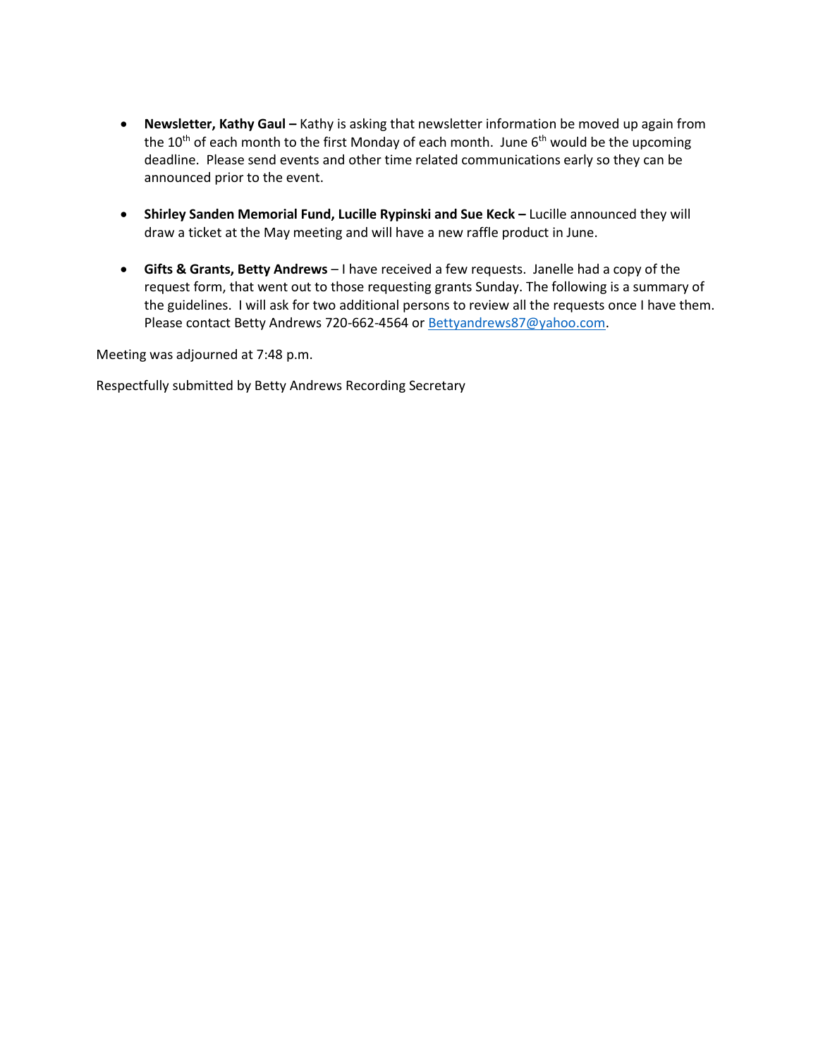- **Newsletter, Kathy Gaul –** Kathy is asking that newsletter information be moved up again from the 10th of each month to the first Monday of each month. June 6th would be the upcoming deadline. Please send events and other time related communications early so they can be announced prior to the event.

- **Shirley Sanden Memorial Fund, Lucille Rypinski and Sue Keck –** Lucille announced they will draw a ticket at the May meeting and will have a new raffle product in June.

- **Gifts & Grants, Betty Andrews** – I have received a few requests. Janelle had a copy of the request form, that went out to those requesting grants Sunday. The following is a summary of the guidelines. I will ask for two additional persons to review all the requests once I have them. Please contact Betty Andrews 720-662-4564 or Bettyandrews87@yahoo.com.

Meeting was adjourned at 7:48 p.m.

Respectfully submitted by Betty Andrews Recording Secretary